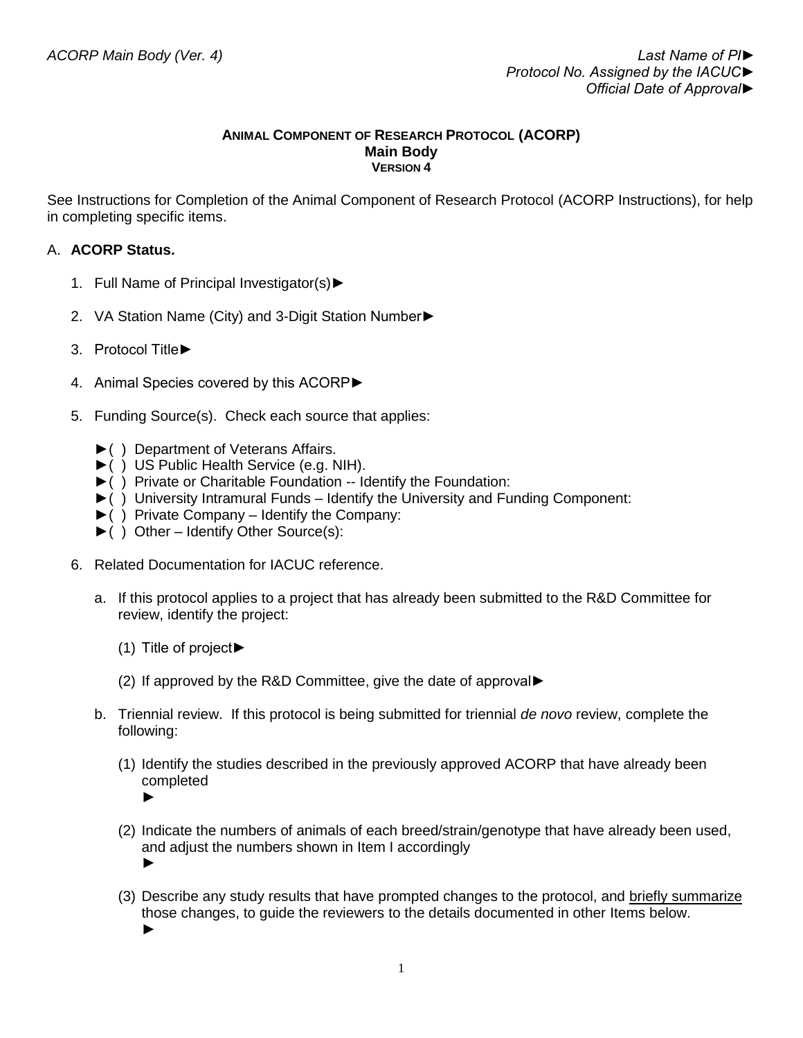ACORP Main Body (Ver. 4)

Last Name of PI►
Protocol No. Assigned by the IACUC►
Official Date of Approval►

# ANIMAL COMPONENT OF RESEARCH PROTOCOL (ACORP)
## Main Body
### VERSION 4

See Instructions for Completion of the Animal Component of Research Protocol (ACORP Instructions), for help in completing specific items.

A. **ACORP Status.**

1. Full Name of Principal Investigator(s)►

2. VA Station Name (City) and 3-Digit Station Number►

3. Protocol Title►

4. Animal Species covered by this ACORP►

5. Funding Source(s). Check each source that applies:

   ►( ) Department of Veterans Affairs.
   ►( ) US Public Health Service (e.g. NIH).
   ►( ) Private or Charitable Foundation -- Identify the Foundation:
   ►( ) University Intramural Funds – Identify the University and Funding Component:
   ►( ) Private Company – Identify the Company:
   ►( ) Other – Identify Other Source(s):

6. Related Documentation for IACUC reference.

   a. If this protocol applies to a project that has already been submitted to the R&D Committee for review, identify the project:

      (1) Title of project►

      (2) If approved by the R&D Committee, give the date of approval►

   b. Triennial review. If this protocol is being submitted for triennial *de novo* review, complete the following:

      (1) Identify the studies described in the previously approved ACORP that have already been completed
      ►

      (2) Indicate the numbers of animals of each breed/strain/genotype that have already been used, and adjust the numbers shown in Item I accordingly
      ►

      (3) Describe any study results that have prompted changes to the protocol, and briefly summarize those changes, to guide the reviewers to the details documented in other Items below.
      ►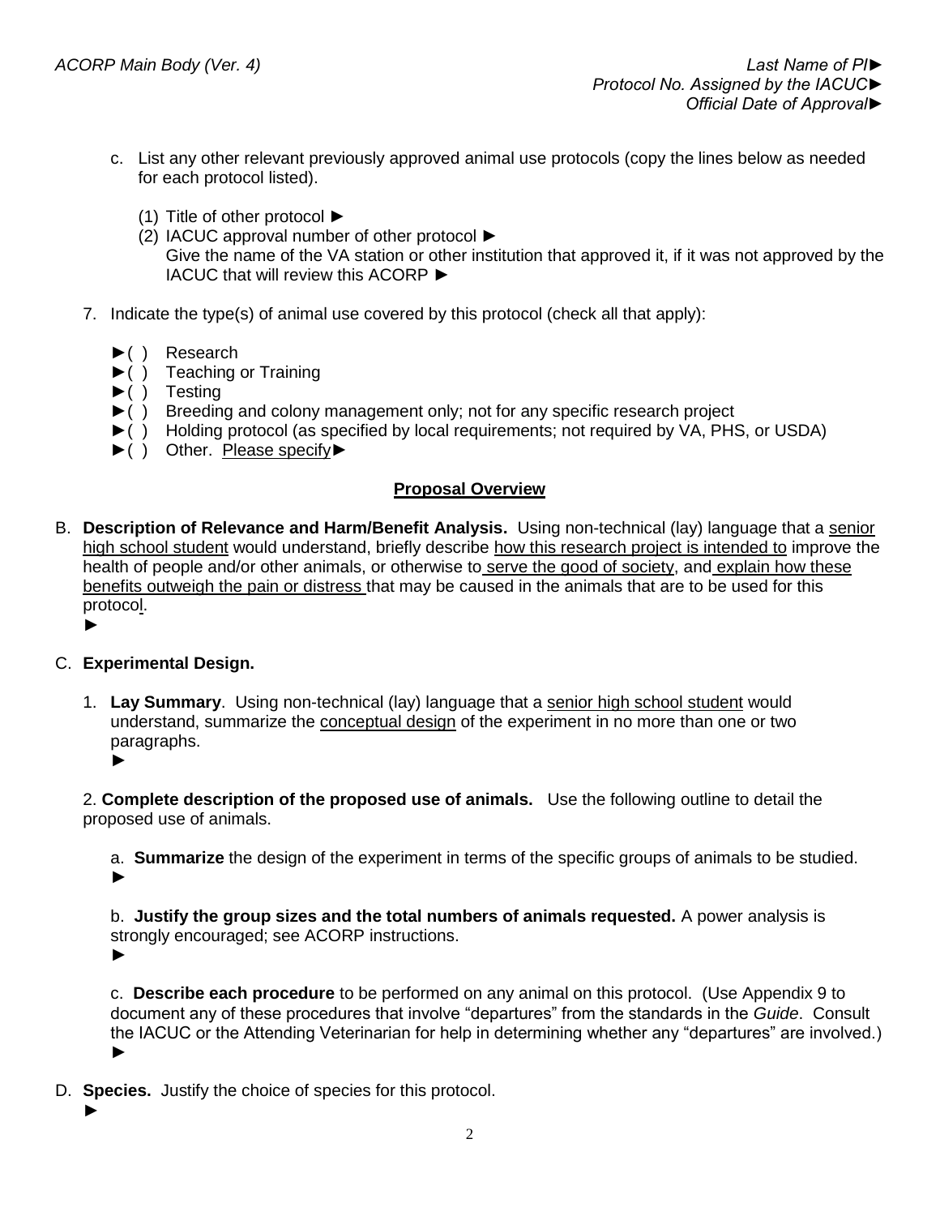c. List any other relevant previously approved animal use protocols (copy the lines below as needed for each protocol listed).

(1) Title of other protocol ►

(2) IACUC approval number of other protocol ►
Give the name of the VA station or other institution that approved it, if it was not approved by the IACUC that will review this ACORP ►

7. Indicate the type(s) of animal use covered by this protocol (check all that apply):

►( ) Research
►( ) Teaching or Training
►( ) Testing
►( ) Breeding and colony management only; not for any specific research project
►( ) Holding protocol (as specified by local requirements; not required by VA, PHS, or USDA)
►( ) Other. Please specify►

## Proposal Overview

B. **Description of Relevance and Harm/Benefit Analysis.** Using non-technical (lay) language that a senior high school student would understand, briefly describe how this research project is intended to improve the health of people and/or other animals, or otherwise to serve the good of society, and explain how these benefits outweigh the pain or distress that may be caused in the animals that are to be used for this protocol.
►

C. **Experimental Design.**

1. **Lay Summary**. Using non-technical (lay) language that a senior high school student would understand, summarize the conceptual design of the experiment in no more than one or two paragraphs.
►

2. **Complete description of the proposed use of animals.** Use the following outline to detail the proposed use of animals.

a. **Summarize** the design of the experiment in terms of the specific groups of animals to be studied.
►

b. **Justify the group sizes and the total numbers of animals requested.** A power analysis is strongly encouraged; see ACORP instructions.
►

c. **Describe each procedure** to be performed on any animal on this protocol. (Use Appendix 9 to document any of these procedures that involve "departures" from the standards in the *Guide*. Consult the IACUC or the Attending Veterinarian for help in determining whether any "departures" are involved.)
►

D. **Species.** Justify the choice of species for this protocol.
►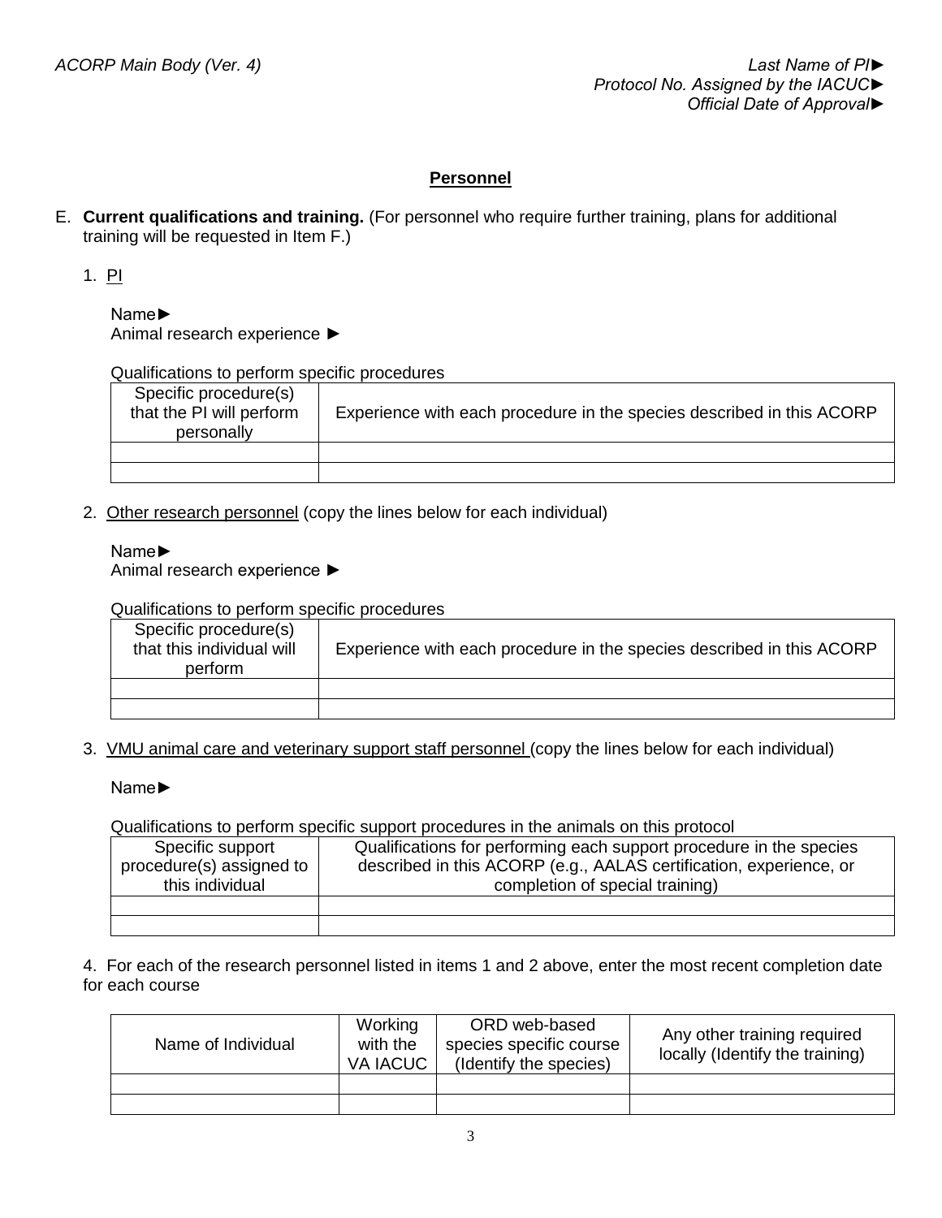## Personnel

E. **Current qualifications and training.** (For personnel who require further training, plans for additional training will be requested in Item F.)

1. PI

   Name►
   Animal research experience ►

   Qualifications to perform specific procedures

| Specific procedure(s) that the PI will perform personally | Experience with each procedure in the species described in this ACORP |
|---|---|
| | |
| | |

2. Other research personnel (copy the lines below for each individual)

   Name►
   Animal research experience ►

   Qualifications to perform specific procedures

| Specific procedure(s) that this individual will perform | Experience with each procedure in the species described in this ACORP |
|---|---|
| | |
| | |

3. VMU animal care and veterinary support staff personnel (copy the lines below for each individual)

   Name►

   Qualifications to perform specific support procedures in the animals on this protocol

| Specific support procedure(s) assigned to this individual | Qualifications for performing each support procedure in the species described in this ACORP (e.g., AALAS certification, experience, or completion of special training) |
|---|---|
| | |
| | |

4. For each of the research personnel listed in items 1 and 2 above, enter the most recent completion date for each course

| Name of Individual | Working with the VA IACUC | ORD web-based species specific course (Identify the species) | Any other training required locally (Identify the training) |
|---|---|---|---|
| | | | |
| | | | |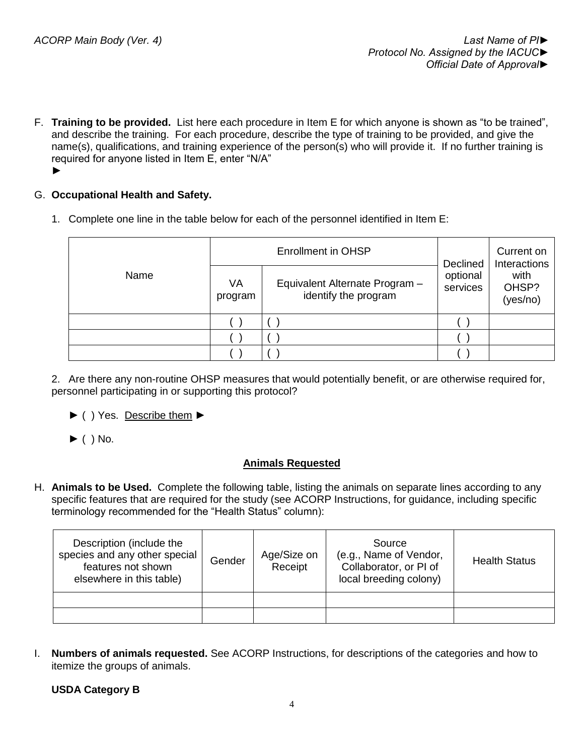F. **Training to be provided.** List here each procedure in Item E for which anyone is shown as "to be trained", and describe the training. For each procedure, describe the type of training to be provided, and give the name(s), qualifications, and training experience of the person(s) who will provide it. If no further training is required for anyone listed in Item E, enter "N/A"
►

G. **Occupational Health and Safety.**

1. Complete one line in the table below for each of the personnel identified in Item E:

| Name | Enrollment in OHSP | | Declined optional services | Current on Interactions with OHSP? (yes/no) |
|---|---|---|---|---|
| | VA program | Equivalent Alternate Program – identify the program | | |
| | ( ) | ( ) | ( ) | |
| | ( ) | ( ) | ( ) | |
| | ( ) | ( ) | ( ) | |

2. Are there any non-routine OHSP measures that would potentially benefit, or are otherwise required for, personnel participating in or supporting this protocol?

► ( ) Yes. Describe them ►

► ( ) No.

## Animals Requested

H. **Animals to be Used.** Complete the following table, listing the animals on separate lines according to any specific features that are required for the study (see ACORP Instructions, for guidance, including specific terminology recommended for the "Health Status" column):

| Description (include the species and any other special features not shown elsewhere in this table) | Gender | Age/Size on Receipt | Source (e.g., Name of Vendor, Collaborator, or PI of local breeding colony) | Health Status |
|---|---|---|---|---|
| | | | | |
| | | | | |

I. **Numbers of animals requested.** See ACORP Instructions, for descriptions of the categories and how to itemize the groups of animals.

**USDA Category B**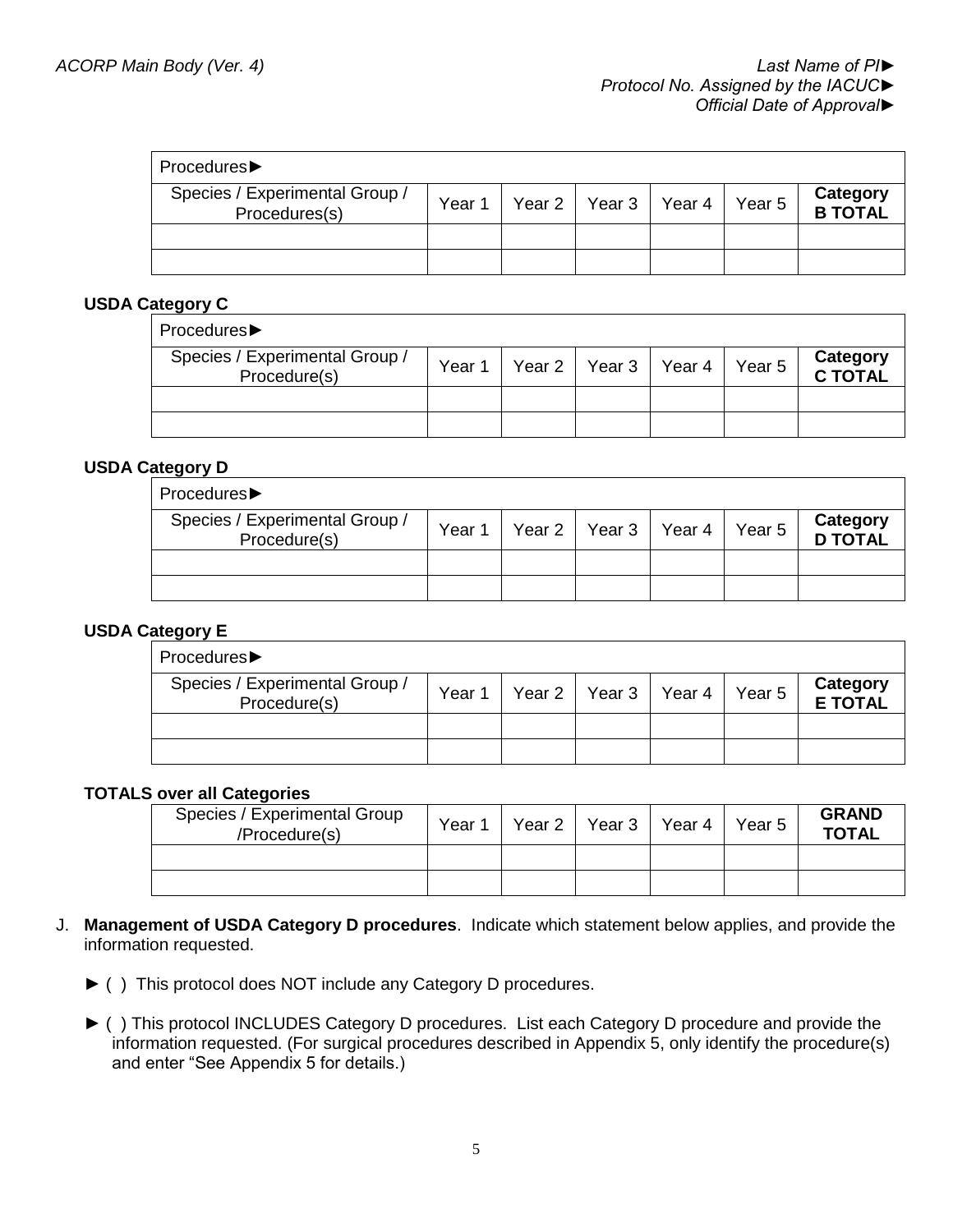| Procedures► | | | | | | |
|---|---|---|---|---|---|---|
| Species / Experimental Group / Procedures(s) | Year 1 | Year 2 | Year 3 | Year 4 | Year 5 | **Category B TOTAL** |
| | | | | | | |
| | | | | | | |

**USDA Category C**

| Procedures► | | | | | | |
|---|---|---|---|---|---|---|
| Species / Experimental Group / Procedure(s) | Year 1 | Year 2 | Year 3 | Year 4 | Year 5 | **Category C TOTAL** |
| | | | | | | |
| | | | | | | |

**USDA Category D**

| Procedures► | | | | | | |
|---|---|---|---|---|---|---|
| Species / Experimental Group / Procedure(s) | Year 1 | Year 2 | Year 3 | Year 4 | Year 5 | **Category D TOTAL** |
| | | | | | | |
| | | | | | | |

**USDA Category E**

| Procedures► | | | | | | |
|---|---|---|---|---|---|---|
| Species / Experimental Group / Procedure(s) | Year 1 | Year 2 | Year 3 | Year 4 | Year 5 | **Category E TOTAL** |
| | | | | | | |
| | | | | | | |

**TOTALS over all Categories**

| Species / Experimental Group /Procedure(s) | Year 1 | Year 2 | Year 3 | Year 4 | Year 5 | **GRAND TOTAL** |
|---|---|---|---|---|---|---|
| | | | | | | |
| | | | | | | |

J. **Management of USDA Category D procedures**. Indicate which statement below applies, and provide the information requested.

► ( ) This protocol does NOT include any Category D procedures.

► ( ) This protocol INCLUDES Category D procedures. List each Category D procedure and provide the information requested. (For surgical procedures described in Appendix 5, only identify the procedure(s) and enter "See Appendix 5 for details.)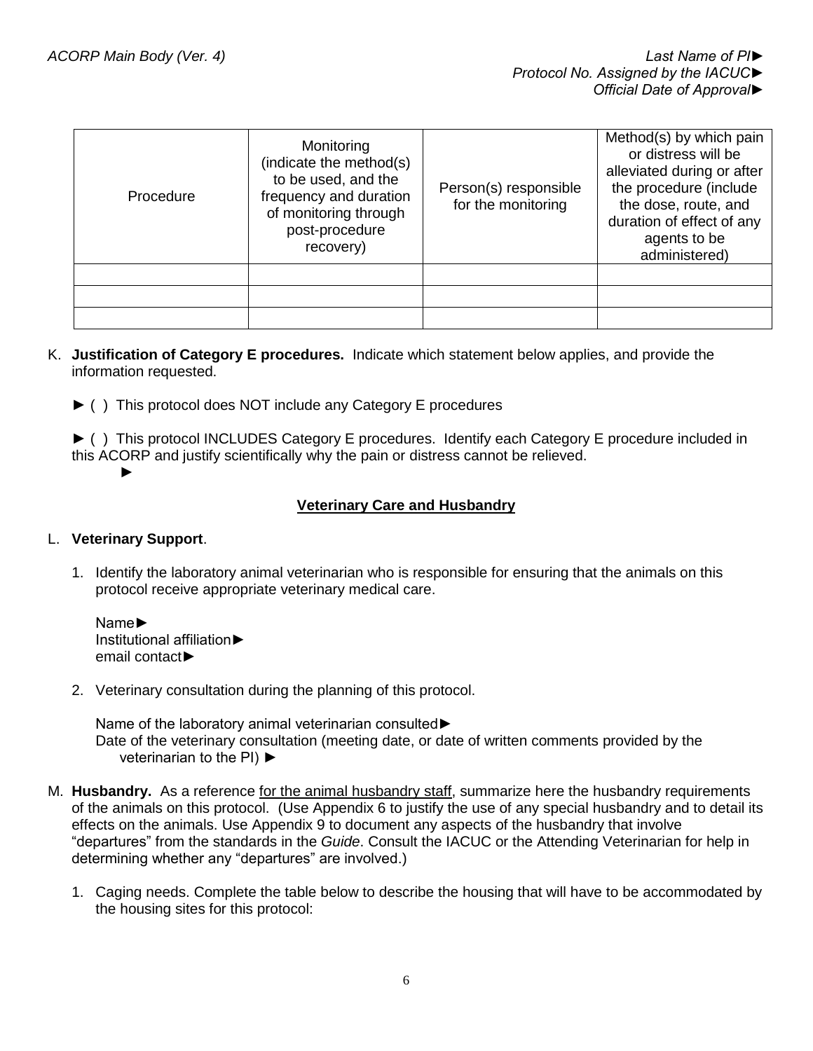| Procedure | Monitoring (indicate the method(s) to be used, and the frequency and duration of monitoring through post-procedure recovery) | Person(s) responsible for the monitoring | Method(s) by which pain or distress will be alleviated during or after the procedure (include the dose, route, and duration of effect of any agents to be administered) |
|---|---|---|---|
| | | | |
| | | | |
| | | | |

K. **Justification of Category E procedures.** Indicate which statement below applies, and provide the information requested.

► ( ) This protocol does NOT include any Category E procedures

► ( ) This protocol INCLUDES Category E procedures. Identify each Category E procedure included in this ACORP and justify scientifically why the pain or distress cannot be relieved.
►

## Veterinary Care and Husbandry

L. **Veterinary Support**.

1. Identify the laboratory animal veterinarian who is responsible for ensuring that the animals on this protocol receive appropriate veterinary medical care.

   Name►
   Institutional affiliation►
   email contact►

2. Veterinary consultation during the planning of this protocol.

   Name of the laboratory animal veterinarian consulted►
   Date of the veterinary consultation (meeting date, or date of written comments provided by the veterinarian to the PI) ►

M. **Husbandry.** As a reference for the animal husbandry staff, summarize here the husbandry requirements of the animals on this protocol. (Use Appendix 6 to justify the use of any special husbandry and to detail its effects on the animals. Use Appendix 9 to document any aspects of the husbandry that involve "departures" from the standards in the *Guide*. Consult the IACUC or the Attending Veterinarian for help in determining whether any "departures" are involved.)

1. Caging needs. Complete the table below to describe the housing that will have to be accommodated by the housing sites for this protocol: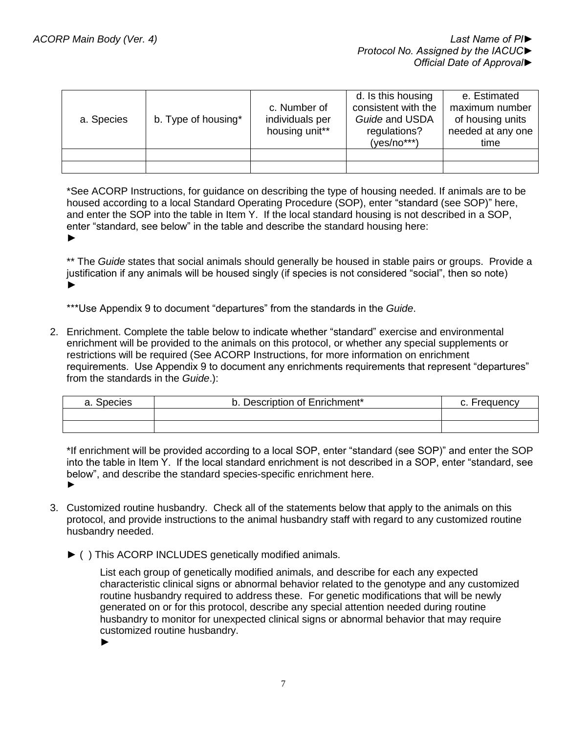| a. Species | b. Type of housing* | c. Number of individuals per housing unit** | d. Is this housing consistent with the *Guide* and USDA regulations? (yes/no***) | e. Estimated maximum number of housing units needed at any one time |
|---|---|---|---|---|
| | | | | |
| | | | | |

*See ACORP Instructions, for guidance on describing the type of housing needed. If animals are to be housed according to a local Standard Operating Procedure (SOP), enter "standard (see SOP)" here, and enter the SOP into the table in Item Y. If the local standard housing is not described in a SOP, enter "standard, see below" in the table and describe the standard housing here:
►

** The *Guide* states that social animals should generally be housed in stable pairs or groups. Provide a justification if any animals will be housed singly (if species is not considered "social", then so note)
►

***Use Appendix 9 to document "departures" from the standards in the *Guide*.

2. Enrichment. Complete the table below to indicate whether "standard" exercise and environmental enrichment will be provided to the animals on this protocol, or whether any special supplements or restrictions will be required (See ACORP Instructions, for more information on enrichment requirements. Use Appendix 9 to document any enrichments requirements that represent "departures" from the standards in the *Guide*.):

| a. Species | b. Description of Enrichment* | c. Frequency |
|---|---|---|
| | | |
| | | |

*If enrichment will be provided according to a local SOP, enter "standard (see SOP)" and enter the SOP into the table in Item Y. If the local standard enrichment is not described in a SOP, enter "standard, see below", and describe the standard species-specific enrichment here.
►

3. Customized routine husbandry. Check all of the statements below that apply to the animals on this protocol, and provide instructions to the animal husbandry staff with regard to any customized routine husbandry needed.

► ( ) This ACORP INCLUDES genetically modified animals.

List each group of genetically modified animals, and describe for each any expected characteristic clinical signs or abnormal behavior related to the genotype and any customized routine husbandry required to address these. For genetic modifications that will be newly generated on or for this protocol, describe any special attention needed during routine husbandry to monitor for unexpected clinical signs or abnormal behavior that may require customized routine husbandry.
►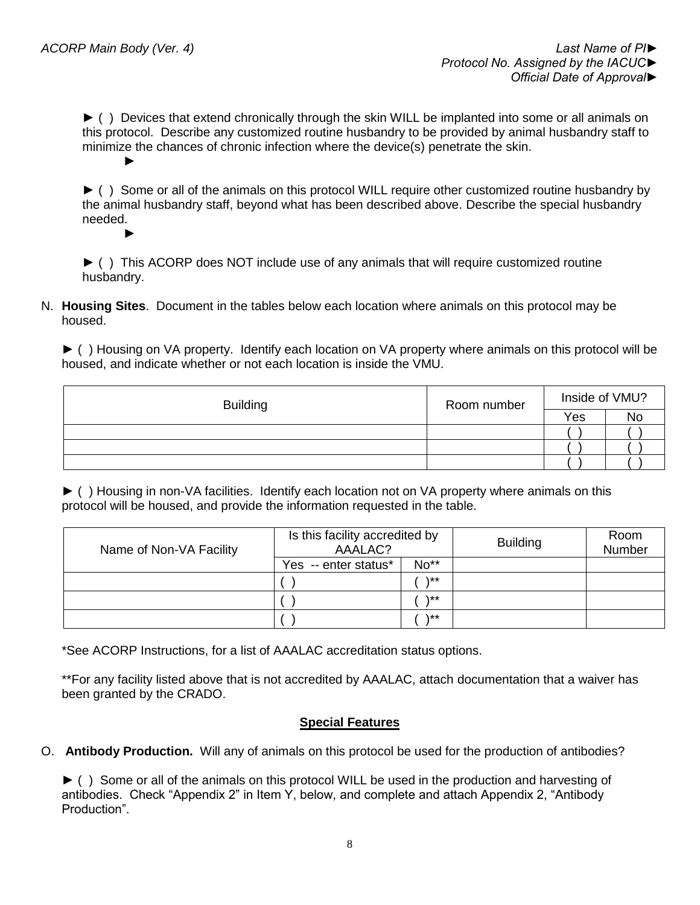► ( ) Devices that extend chronically through the skin WILL be implanted into some or all animals on this protocol. Describe any customized routine husbandry to be provided by animal husbandry staff to minimize the chances of chronic infection where the device(s) penetrate the skin.

►

► ( ) Some or all of the animals on this protocol WILL require other customized routine husbandry by the animal husbandry staff, beyond what has been described above. Describe the special husbandry needed.

►

► ( ) This ACORP does NOT include use of any animals that will require customized routine husbandry.

N. **Housing Sites**. Document in the tables below each location where animals on this protocol may be housed.

► ( ) Housing on VA property. Identify each location on VA property where animals on this protocol will be housed, and indicate whether or not each location is inside the VMU.

| Building | Room number | Inside of VMU? | |
|---|---|---|---|
| | | Yes | No |
| | | ( ) | ( ) |
| | | ( ) | ( ) |
| | | ( ) | ( ) |

► ( ) Housing in non-VA facilities. Identify each location not on VA property where animals on this protocol will be housed, and provide the information requested in the table.

| Name of Non-VA Facility | Is this facility accredited by AAALAC? | | Building | Room Number |
|---|---|---|---|---|
| | Yes -- enter status* | No** | | |
| | ( ) | ( )** | | |
| | ( ) | ( )** | | |
| | ( ) | ( )** | | |

*See ACORP Instructions, for a list of AAALAC accreditation status options.

**For any facility listed above that is not accredited by AAALAC, attach documentation that a waiver has been granted by the CRADO.

## Special Features

O. **Antibody Production.** Will any of animals on this protocol be used for the production of antibodies?

► ( ) Some or all of the animals on this protocol WILL be used in the production and harvesting of antibodies. Check “Appendix 2” in Item Y, below, and complete and attach Appendix 2, “Antibody Production”.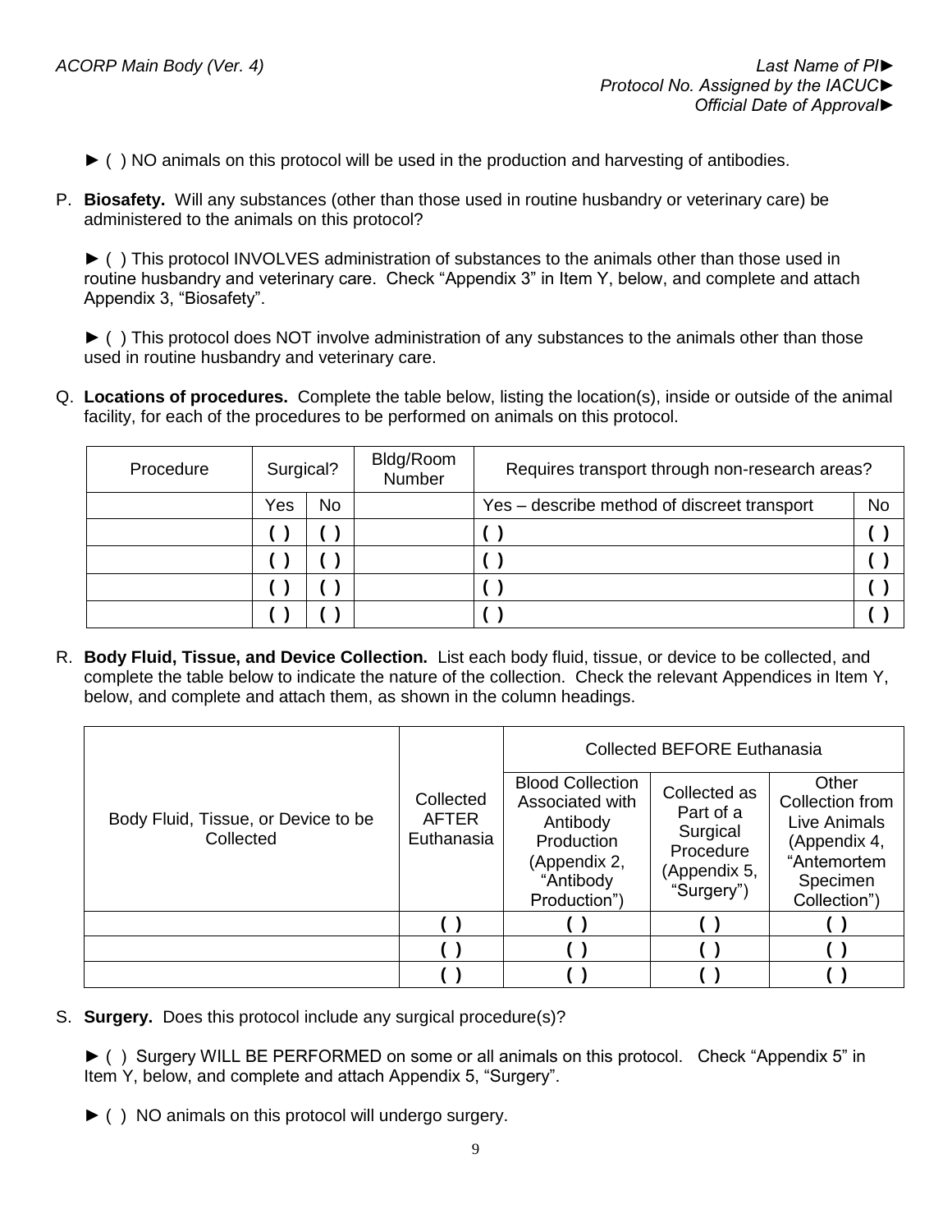► ( ) NO animals on this protocol will be used in the production and harvesting of antibodies.

P. **Biosafety.** Will any substances (other than those used in routine husbandry or veterinary care) be administered to the animals on this protocol?

► ( ) This protocol INVOLVES administration of substances to the animals other than those used in routine husbandry and veterinary care. Check "Appendix 3" in Item Y, below, and complete and attach Appendix 3, "Biosafety".

► ( ) This protocol does NOT involve administration of any substances to the animals other than those used in routine husbandry and veterinary care.

Q. **Locations of procedures.** Complete the table below, listing the location(s), inside or outside of the animal facility, for each of the procedures to be performed on animals on this protocol.

| Procedure | Surgical? | | Bldg/Room Number | Requires transport through non-research areas? | |
|---|---|---|---|---|---|
| | Yes | No | | Yes – describe method of discreet transport | No |
| | ( ) | ( ) | | ( ) | ( ) |
| | ( ) | ( ) | | ( ) | ( ) |
| | ( ) | ( ) | | ( ) | ( ) |
| | ( ) | ( ) | | ( ) | ( ) |

R. **Body Fluid, Tissue, and Device Collection.** List each body fluid, tissue, or device to be collected, and complete the table below to indicate the nature of the collection. Check the relevant Appendices in Item Y, below, and complete and attach them, as shown in the column headings.

| Body Fluid, Tissue, or Device to be Collected | Collected AFTER Euthanasia | Collected BEFORE Euthanasia | | |
|---|---|---|---|---|
| | | Blood Collection Associated with Antibody Production (Appendix 2, "Antibody Production") | Collected as Part of a Surgical Procedure (Appendix 5, "Surgery") | Other Collection from Live Animals (Appendix 4, "Antemortem Specimen Collection") |
| | ( ) | ( ) | ( ) | ( ) |
| | ( ) | ( ) | ( ) | ( ) |
| | ( ) | ( ) | ( ) | ( ) |

S. **Surgery.** Does this protocol include any surgical procedure(s)?

► ( ) Surgery WILL BE PERFORMED on some or all animals on this protocol. Check "Appendix 5" in Item Y, below, and complete and attach Appendix 5, "Surgery".

► ( ) NO animals on this protocol will undergo surgery.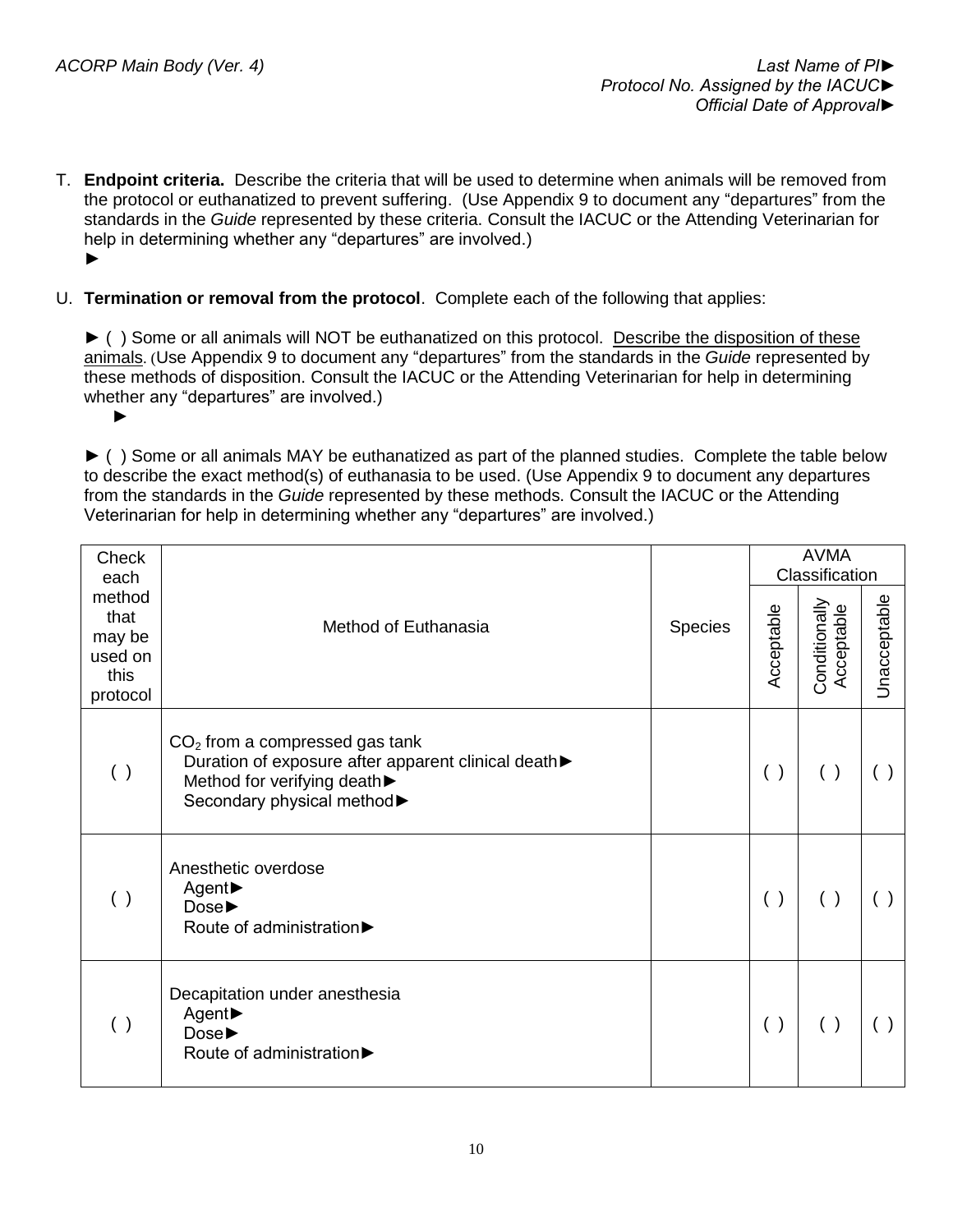T. **Endpoint criteria.** Describe the criteria that will be used to determine when animals will be removed from the protocol or euthanatized to prevent suffering. (Use Appendix 9 to document any "departures" from the standards in the *Guide* represented by these criteria. Consult the IACUC or the Attending Veterinarian for help in determining whether any "departures" are involved.)
►

U. **Termination or removal from the protocol**. Complete each of the following that applies:

► ( ) Some or all animals will NOT be euthanatized on this protocol. Describe the disposition of these animals. (Use Appendix 9 to document any "departures" from the standards in the *Guide* represented by these methods of disposition. Consult the IACUC or the Attending Veterinarian for help in determining whether any "departures" are involved.)
►

► ( ) Some or all animals MAY be euthanatized as part of the planned studies. Complete the table below to describe the exact method(s) of euthanasia to be used. (Use Appendix 9 to document any departures from the standards in the *Guide* represented by these methods. Consult the IACUC or the Attending Veterinarian for help in determining whether any "departures" are involved.)

| Check each method that may be used on this protocol | Method of Euthanasia | Species | AVMA Classification | | |
|---|---|---|---|---|---|
| | | | Acceptable | Conditionally Acceptable | Unacceptable |
| ( ) | $CO_2$ from a compressed gas tank<br>Duration of exposure after apparent clinical death►<br>Method for verifying death►<br>Secondary physical method► | | ( ) | ( ) | ( ) |
| ( ) | Anesthetic overdose<br>Agent►<br>Dose►<br>Route of administration► | | ( ) | ( ) | ( ) |
| ( ) | Decapitation under anesthesia<br>Agent►<br>Dose►<br>Route of administration► | | ( ) | ( ) | ( ) |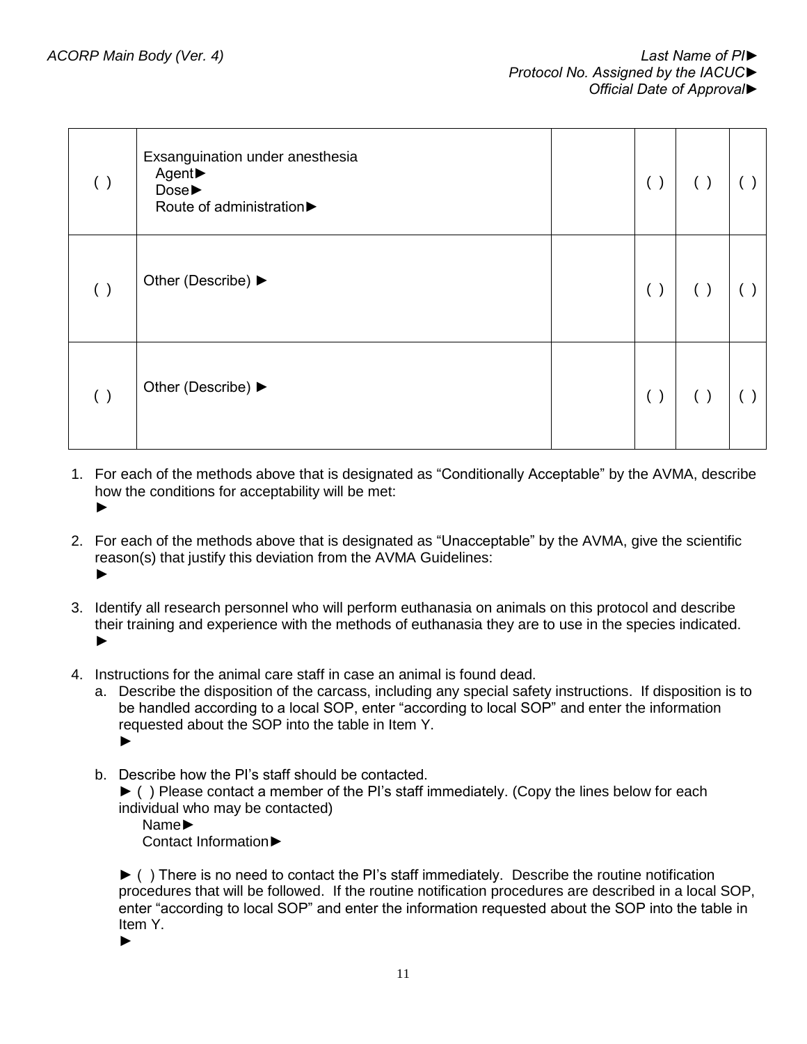| | | | | | |
|---|---|---|---|---|---|
| ( ) | Exsanguination under anesthesia<br>Agent►<br>Dose►<br>Route of administration► | | ( ) | ( ) | ( ) |
| ( ) | Other (Describe) ► | | ( ) | ( ) | ( ) |
| ( ) | Other (Describe) ► | | ( ) | ( ) | ( ) |

1. For each of the methods above that is designated as "Conditionally Acceptable" by the AVMA, describe how the conditions for acceptability will be met:
   ►

2. For each of the methods above that is designated as "Unacceptable" by the AVMA, give the scientific reason(s) that justify this deviation from the AVMA Guidelines:
   ►

3. Identify all research personnel who will perform euthanasia on animals on this protocol and describe their training and experience with the methods of euthanasia they are to use in the species indicated.
   ►

4. Instructions for the animal care staff in case an animal is found dead.
   a. Describe the disposition of the carcass, including any special safety instructions. If disposition is to be handled according to a local SOP, enter "according to local SOP" and enter the information requested about the SOP into the table in Item Y.
      ►

   b. Describe how the PI's staff should be contacted.
      ► ( ) Please contact a member of the PI's staff immediately. (Copy the lines below for each individual who may be contacted)
         Name►
         Contact Information►

      ► ( ) There is no need to contact the PI's staff immediately. Describe the routine notification procedures that will be followed. If the routine notification procedures are described in a local SOP, enter "according to local SOP" and enter the information requested about the SOP into the table in Item Y.
      ►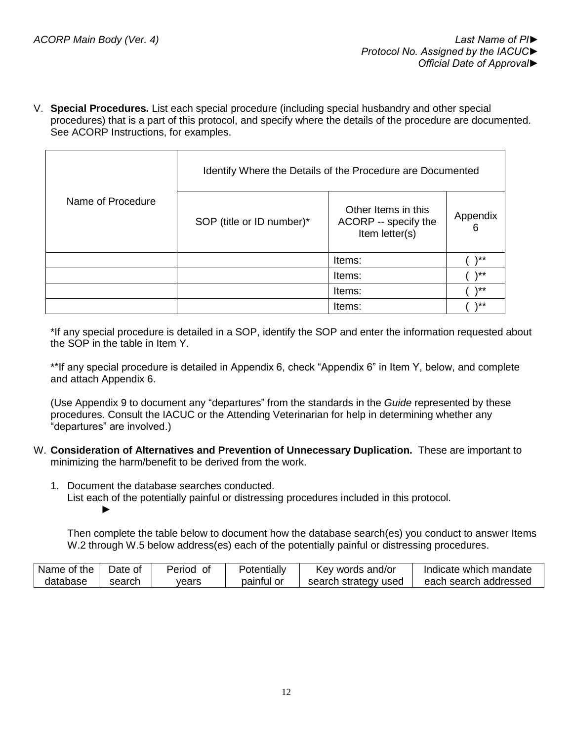V. **Special Procedures.** List each special procedure (including special husbandry and other special procedures) that is a part of this protocol, and specify where the details of the procedure are documented. See ACORP Instructions, for examples.

| Name of Procedure | Identify Where the Details of the Procedure are Documented | | |
|---|---|---|---|
| | SOP (title or ID number)* | Other Items in this ACORP -- specify the Item letter(s) | Appendix 6 |
| | | Items: | ( )** |
| | | Items: | ( )** |
| | | Items: | ( )** |
| | | Items: | ( )** |

*If any special procedure is detailed in a SOP, identify the SOP and enter the information requested about the SOP in the table in Item Y.

**If any special procedure is detailed in Appendix 6, check "Appendix 6" in Item Y, below, and complete and attach Appendix 6.

(Use Appendix 9 to document any "departures" from the standards in the *Guide* represented by these procedures. Consult the IACUC or the Attending Veterinarian for help in determining whether any "departures" are involved.)

W. **Consideration of Alternatives and Prevention of Unnecessary Duplication.** These are important to minimizing the harm/benefit to be derived from the work.

1. Document the database searches conducted.
   List each of the potentially painful or distressing procedures included in this protocol.
   ►

   Then complete the table below to document how the database search(es) you conduct to answer Items W.2 through W.5 below address(es) each of the potentially painful or distressing procedures.

| Name of the database | Date of search | Period of years | Potentially painful or | Key words and/or search strategy used | Indicate which mandate each search addressed |
|---|---|---|---|---|---|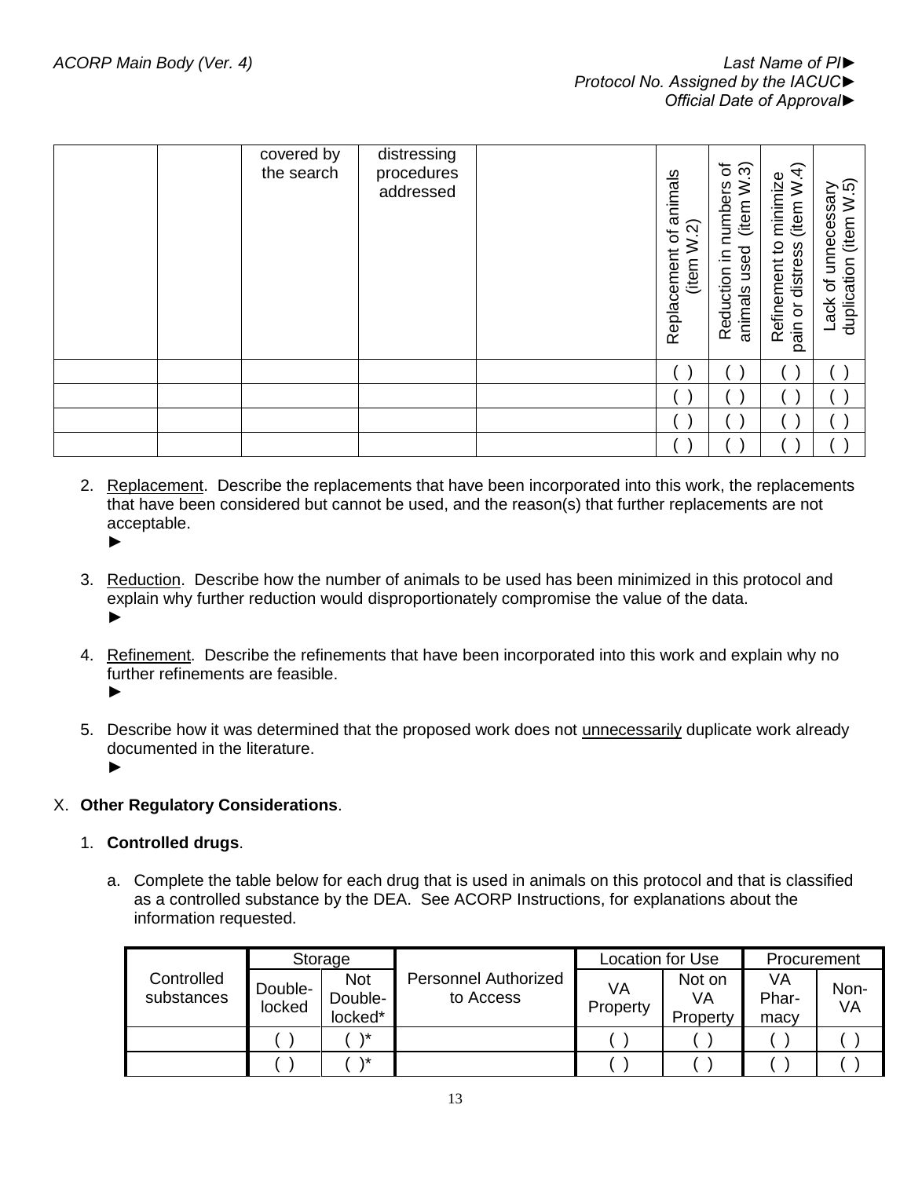| | | covered by the search | distressing procedures addressed | | Replacement of animals (item W.2) | Reduction in numbers of animals used (item W.3) | Refinement to minimize pain or distress (item W.4) | Lack of unnecessary duplication (item W.5) |
|---|---|---|---|---|---|---|---|---|
| | | | | | ( ) | ( ) | ( ) | ( ) |
| | | | | | ( ) | ( ) | ( ) | ( ) |
| | | | | | ( ) | ( ) | ( ) | ( ) |
| | | | | | ( ) | ( ) | ( ) | ( ) |

2. Replacement. Describe the replacements that have been incorporated into this work, the replacements that have been considered but cannot be used, and the reason(s) that further replacements are not acceptable.
   ►

3. Reduction. Describe how the number of animals to be used has been minimized in this protocol and explain why further reduction would disproportionately compromise the value of the data.
   ►

4. Refinement. Describe the refinements that have been incorporated into this work and explain why no further refinements are feasible.
   ►

5. Describe how it was determined that the proposed work does not unnecessarily duplicate work already documented in the literature.
   ►

X. **Other Regulatory Considerations**.

1. **Controlled drugs**.

   a. Complete the table below for each drug that is used in animals on this protocol and that is classified as a controlled substance by the DEA. See ACORP Instructions, for explanations about the information requested.

| Controlled substances | Storage | | Personnel Authorized to Access | Location for Use | | Procurement | |
|---|---|---|---|---|---|---|---|
| | Double-locked | Not Double-locked* | | VA Property | Not on VA Property | VA Phar-macy | Non-VA |
| | ( ) | ( )* | | ( ) | ( ) | ( ) | ( ) |
| | ( ) | ( )* | | ( ) | ( ) | ( ) | ( ) |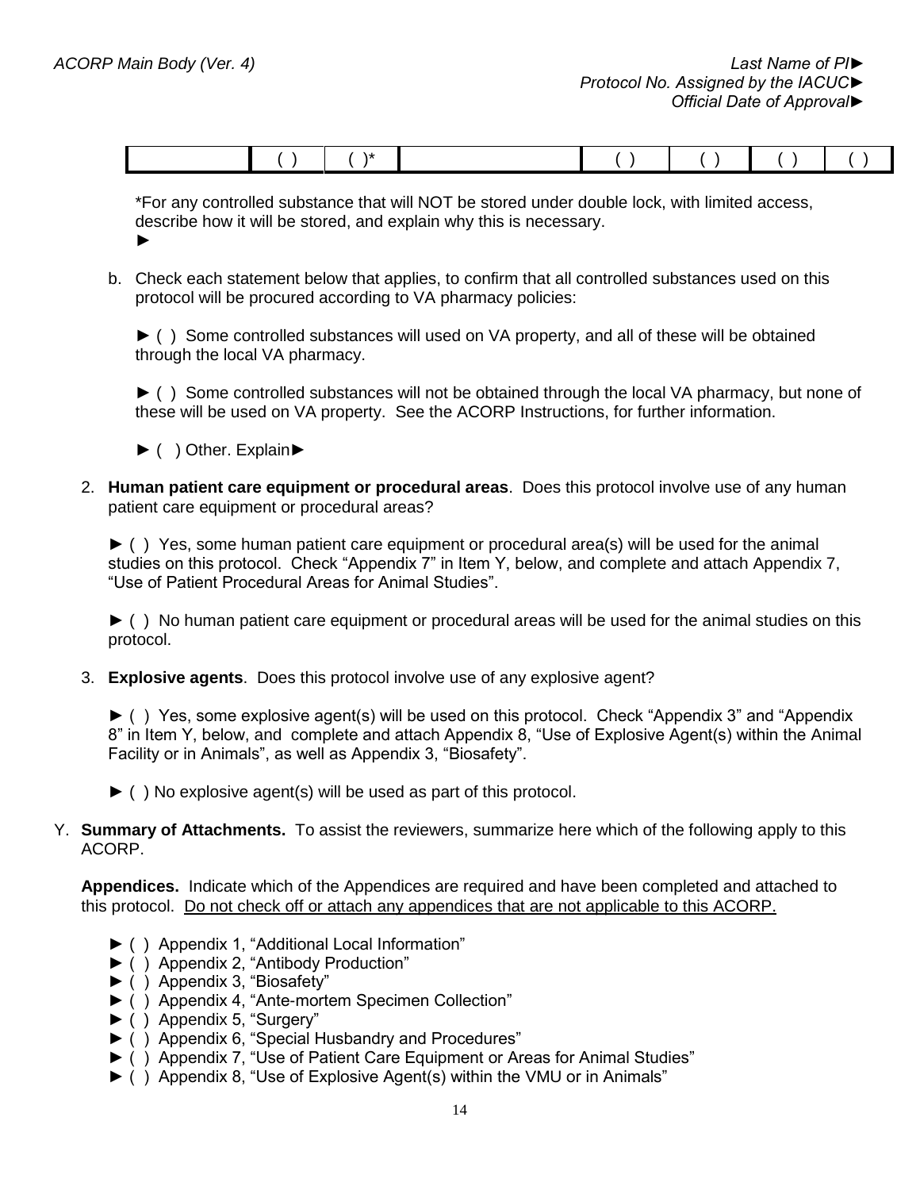|  | ( ) | ( )* |  | ( ) | ( ) | ( ) | ( ) |
|---|---|---|---|---|---|---|---|

*For any controlled substance that will NOT be stored under double lock, with limited access, describe how it will be stored, and explain why this is necessary.
►

b. Check each statement below that applies, to confirm that all controlled substances used on this protocol will be procured according to VA pharmacy policies:

► ( ) Some controlled substances will used on VA property, and all of these will be obtained through the local VA pharmacy.

► ( ) Some controlled substances will not be obtained through the local VA pharmacy, but none of these will be used on VA property. See the ACORP Instructions, for further information.

► ( ) Other. Explain►

2. **Human patient care equipment or procedural areas**. Does this protocol involve use of any human patient care equipment or procedural areas?

   ► ( ) Yes, some human patient care equipment or procedural area(s) will be used for the animal studies on this protocol. Check "Appendix 7" in Item Y, below, and complete and attach Appendix 7, "Use of Patient Procedural Areas for Animal Studies".

   ► ( ) No human patient care equipment or procedural areas will be used for the animal studies on this protocol.

3. **Explosive agents**. Does this protocol involve use of any explosive agent?

   ► ( ) Yes, some explosive agent(s) will be used on this protocol. Check "Appendix 3" and "Appendix 8" in Item Y, below, and complete and attach Appendix 8, "Use of Explosive Agent(s) within the Animal Facility or in Animals", as well as Appendix 3, "Biosafety".

   ► ( ) No explosive agent(s) will be used as part of this protocol.

Y. **Summary of Attachments.** To assist the reviewers, summarize here which of the following apply to this ACORP.

**Appendices.** Indicate which of the Appendices are required and have been completed and attached to this protocol. Do not check off or attach any appendices that are not applicable to this ACORP.

- ► ( ) Appendix 1, "Additional Local Information"
- ► ( ) Appendix 2, "Antibody Production"
- ► ( ) Appendix 3, "Biosafety"
- ► ( ) Appendix 4, "Ante-mortem Specimen Collection"
- ► ( ) Appendix 5, "Surgery"
- ► ( ) Appendix 6, "Special Husbandry and Procedures"
- ► ( ) Appendix 7, "Use of Patient Care Equipment or Areas for Animal Studies"
- ► ( ) Appendix 8, "Use of Explosive Agent(s) within the VMU or in Animals"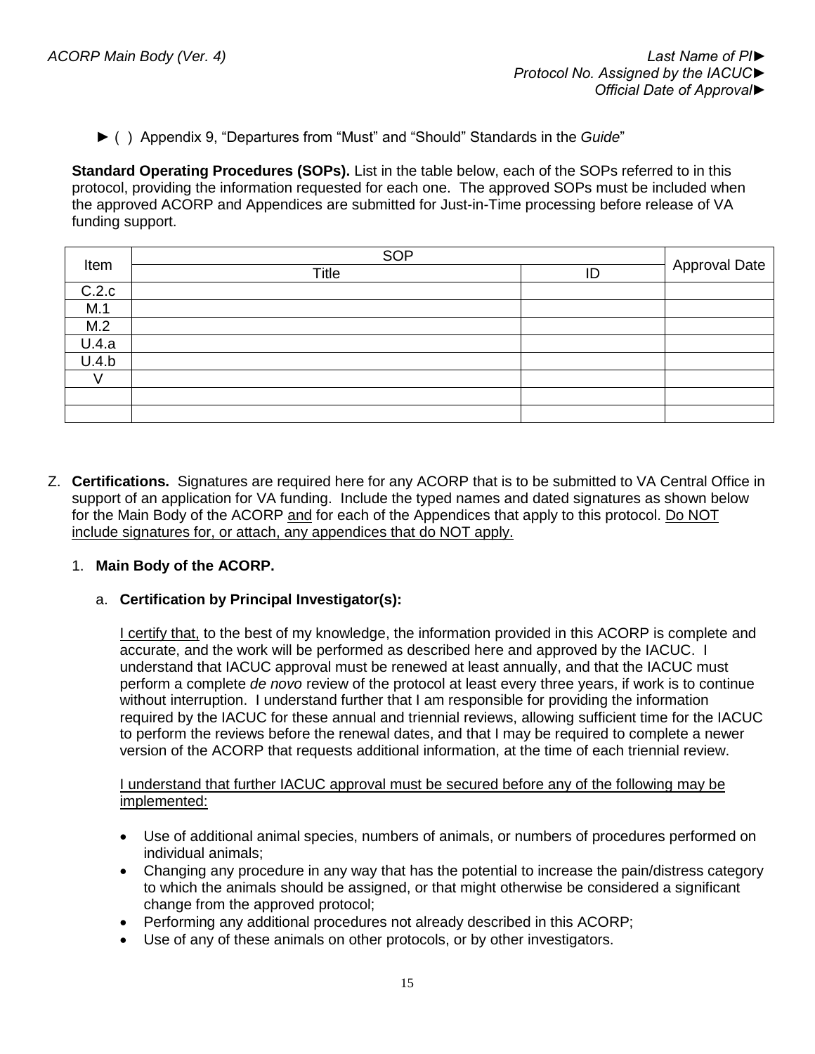► ( ) Appendix 9, "Departures from "Must" and "Should" Standards in the *Guide*"

**Standard Operating Procedures (SOPs).** List in the table below, each of the SOPs referred to in this protocol, providing the information requested for each one. The approved SOPs must be included when the approved ACORP and Appendices are submitted for Just-in-Time processing before release of VA funding support.

| Item | SOP | | Approval Date |
|---|---|---|---|
| | Title | ID | |
| C.2.c | | | |
| M.1 | | | |
| M.2 | | | |
| U.4.a | | | |
| U.4.b | | | |
| V | | | |
| | | | |
| | | | |

Z. **Certifications.** Signatures are required here for any ACORP that is to be submitted to VA Central Office in support of an application for VA funding. Include the typed names and dated signatures as shown below for the Main Body of the ACORP <u>and</u> for each of the Appendices that apply to this protocol. <u>Do NOT include signatures for, or attach, any appendices that do NOT apply.</u>

1. **Main Body of the ACORP.**

   a. **Certification by Principal Investigator(s):**

   <u>I certify that,</u> to the best of my knowledge, the information provided in this ACORP is complete and accurate, and the work will be performed as described here and approved by the IACUC. I understand that IACUC approval must be renewed at least annually, and that the IACUC must perform a complete *de novo* review of the protocol at least every three years, if work is to continue without interruption. I understand further that I am responsible for providing the information required by the IACUC for these annual and triennial reviews, allowing sufficient time for the IACUC to perform the reviews before the renewal dates, and that I may be required to complete a newer version of the ACORP that requests additional information, at the time of each triennial review.

   <u>I understand that further IACUC approval must be secured before any of the following may be implemented:</u>

   - Use of additional animal species, numbers of animals, or numbers of procedures performed on individual animals;
   - Changing any procedure in any way that has the potential to increase the pain/distress category to which the animals should be assigned, or that might otherwise be considered a significant change from the approved protocol;
   - Performing any additional procedures not already described in this ACORP;
   - Use of any of these animals on other protocols, or by other investigators.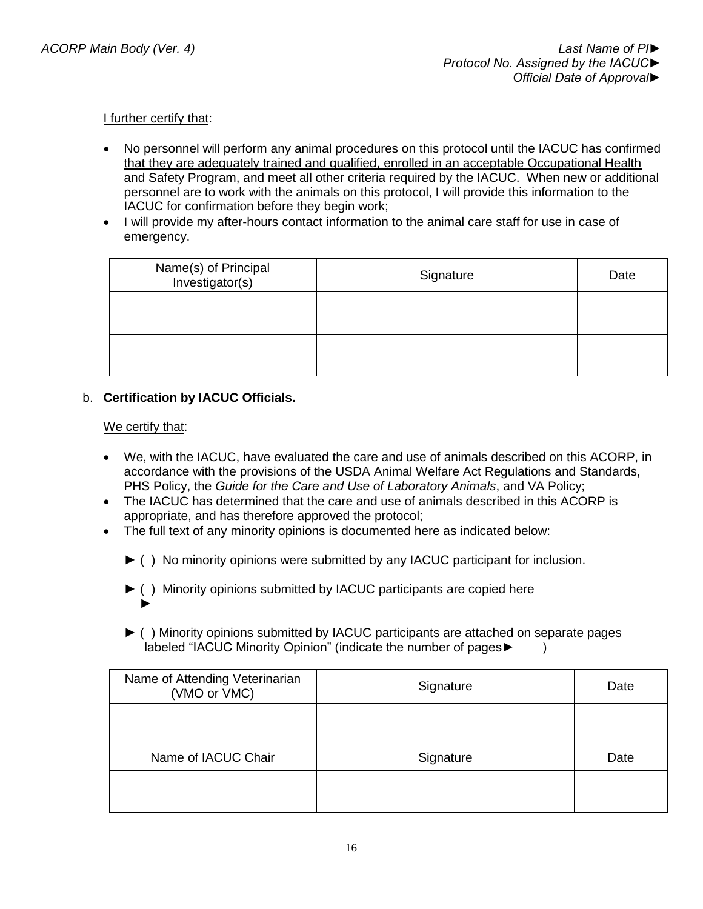I further certify that:

- No personnel will perform any animal procedures on this protocol until the IACUC has confirmed that they are adequately trained and qualified, enrolled in an acceptable Occupational Health and Safety Program, and meet all other criteria required by the IACUC. When new or additional personnel are to work with the animals on this protocol, I will provide this information to the IACUC for confirmation before they begin work;
- I will provide my after-hours contact information to the animal care staff for use in case of emergency.

| Name(s) of Principal Investigator(s) | Signature | Date |
|---|---|---|
| | | |
| | | |

b. **Certification by IACUC Officials.**

We certify that:

- We, with the IACUC, have evaluated the care and use of animals described on this ACORP, in accordance with the provisions of the USDA Animal Welfare Act Regulations and Standards, PHS Policy, the *Guide for the Care and Use of Laboratory Animals*, and VA Policy;
- The IACUC has determined that the care and use of animals described in this ACORP is appropriate, and has therefore approved the protocol;
- The full text of any minority opinions is documented here as indicated below:

► ( ) No minority opinions were submitted by any IACUC participant for inclusion.

► ( ) Minority opinions submitted by IACUC participants are copied here
►

► ( ) Minority opinions submitted by IACUC participants are attached on separate pages labeled "IACUC Minority Opinion" (indicate the number of pages► )

| Name of Attending Veterinarian (VMO or VMC) | Signature | Date |
|---|---|---|
| | | |
| Name of IACUC Chair | Signature | Date |
| | | |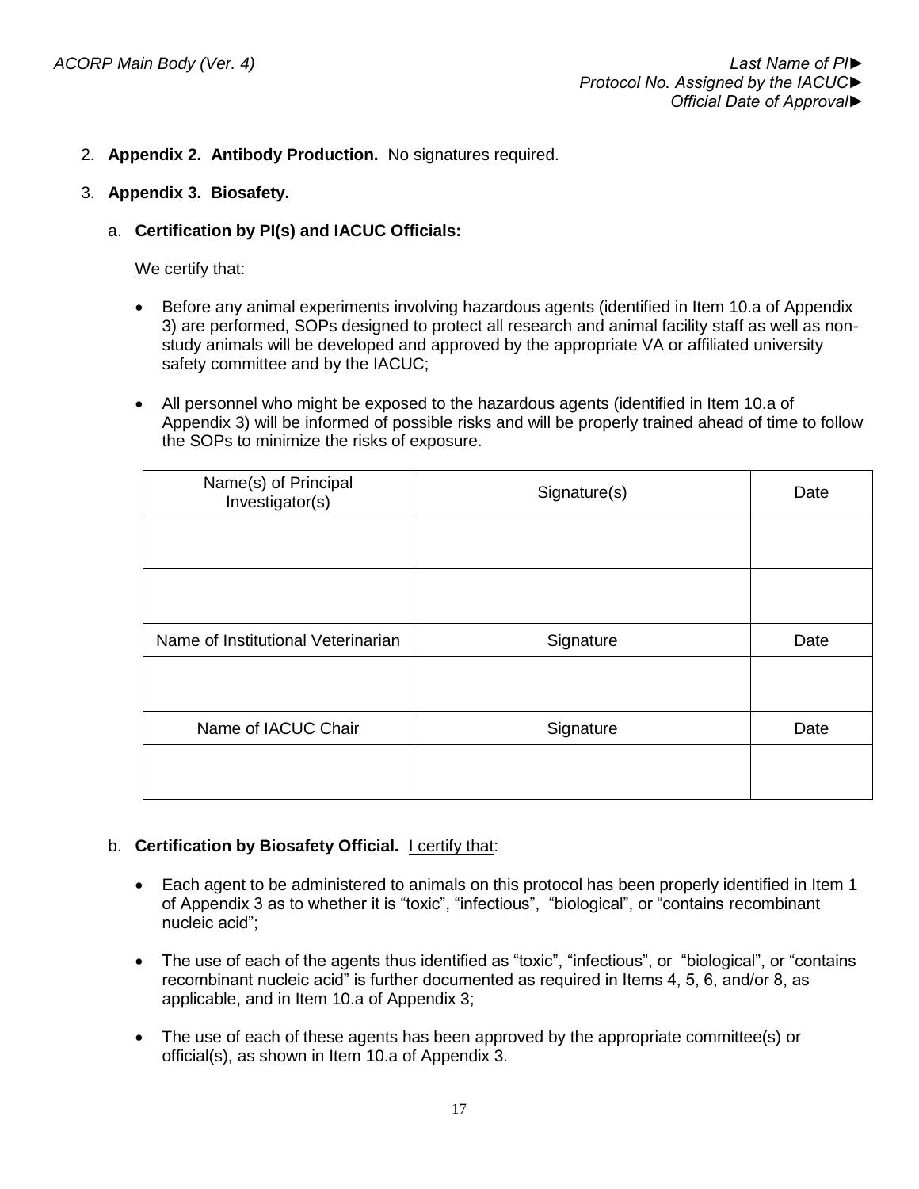2. **Appendix 2. Antibody Production.** No signatures required.

3. **Appendix 3. Biosafety.**

   a. **Certification by PI(s) and IACUC Officials:**

   We certify that:

   - Before any animal experiments involving hazardous agents (identified in Item 10.a of Appendix 3) are performed, SOPs designed to protect all research and animal facility staff as well as non-study animals will be developed and approved by the appropriate VA or affiliated university safety committee and by the IACUC;

   - All personnel who might be exposed to the hazardous agents (identified in Item 10.a of Appendix 3) will be informed of possible risks and will be properly trained ahead of time to follow the SOPs to minimize the risks of exposure.

| Name(s) of Principal Investigator(s) | Signature(s) | Date |
|---|---|---|
| | | |
| | | |
| Name of Institutional Veterinarian | Signature | Date |
| | | |
| Name of IACUC Chair | Signature | Date |
| | | |

   b. **Certification by Biosafety Official.** I certify that:

   - Each agent to be administered to animals on this protocol has been properly identified in Item 1 of Appendix 3 as to whether it is "toxic", "infectious", "biological", or "contains recombinant nucleic acid";

   - The use of each of the agents thus identified as "toxic", "infectious", or "biological", or "contains recombinant nucleic acid" is further documented as required in Items 4, 5, 6, and/or 8, as applicable, and in Item 10.a of Appendix 3;

   - The use of each of these agents has been approved by the appropriate committee(s) or official(s), as shown in Item 10.a of Appendix 3.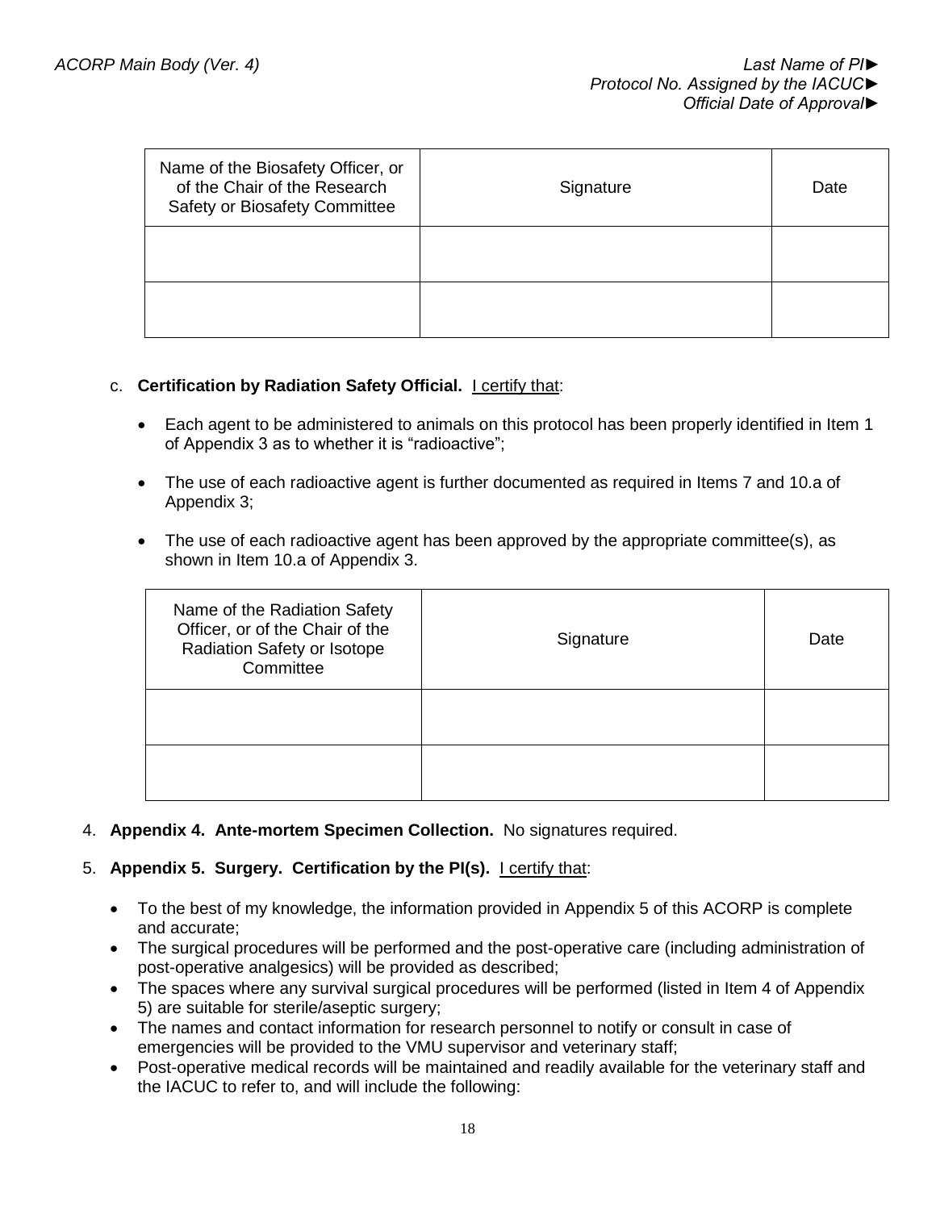| Name of the Biosafety Officer, or of the Chair of the Research Safety or Biosafety Committee | Signature | Date |
|---|---|---|
| | | |
| | | |

c. **Certification by Radiation Safety Official.** I certify that:

- Each agent to be administered to animals on this protocol has been properly identified in Item 1 of Appendix 3 as to whether it is "radioactive";
- The use of each radioactive agent is further documented as required in Items 7 and 10.a of Appendix 3;
- The use of each radioactive agent has been approved by the appropriate committee(s), as shown in Item 10.a of Appendix 3.

| Name of the Radiation Safety Officer, or of the Chair of the Radiation Safety or Isotope Committee | Signature | Date |
|---|---|---|
| | | |
| | | |

4. **Appendix 4. Ante-mortem Specimen Collection.** No signatures required.

5. **Appendix 5. Surgery. Certification by the PI(s).** I certify that:

- To the best of my knowledge, the information provided in Appendix 5 of this ACORP is complete and accurate;
- The surgical procedures will be performed and the post-operative care (including administration of post-operative analgesics) will be provided as described;
- The spaces where any survival surgical procedures will be performed (listed in Item 4 of Appendix 5) are suitable for sterile/aseptic surgery;
- The names and contact information for research personnel to notify or consult in case of emergencies will be provided to the VMU supervisor and veterinary staff;
- Post-operative medical records will be maintained and readily available for the veterinary staff and the IACUC to refer to, and will include the following: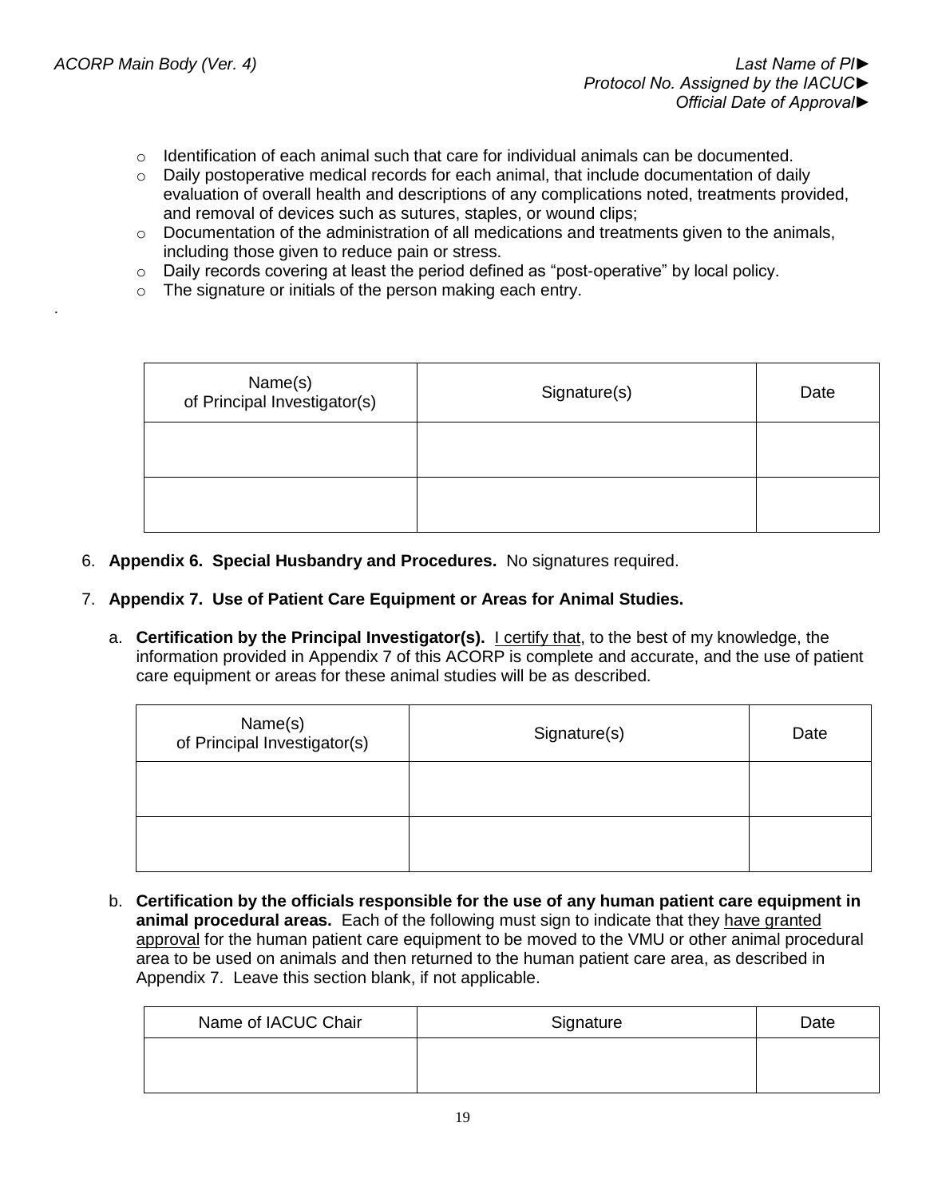- Identification of each animal such that care for individual animals can be documented.
- Daily postoperative medical records for each animal, that include documentation of daily evaluation of overall health and descriptions of any complications noted, treatments provided, and removal of devices such as sutures, staples, or wound clips;
- Documentation of the administration of all medications and treatments given to the animals, including those given to reduce pain or stress.
- Daily records covering at least the period defined as "post-operative" by local policy.
- The signature or initials of the person making each entry.

.

| Name(s) of Principal Investigator(s) | Signature(s) | Date |
| --- | --- | --- |
| | | |
| | | |

6. **Appendix 6. Special Husbandry and Procedures.** No signatures required.

7. **Appendix 7. Use of Patient Care Equipment or Areas for Animal Studies.**

   a. **Certification by the Principal Investigator(s).** I certify that, to the best of my knowledge, the information provided in Appendix 7 of this ACORP is complete and accurate, and the use of patient care equipment or areas for these animal studies will be as described.

| Name(s) of Principal Investigator(s) | Signature(s) | Date |
| --- | --- | --- |
| | | |
| | | |

   b. **Certification by the officials responsible for the use of any human patient care equipment in animal procedural areas.** Each of the following must sign to indicate that they have granted approval for the human patient care equipment to be moved to the VMU or other animal procedural area to be used on animals and then returned to the human patient care area, as described in Appendix 7. Leave this section blank, if not applicable.

| Name of IACUC Chair | Signature | Date |
| --- | --- | --- |
| | | |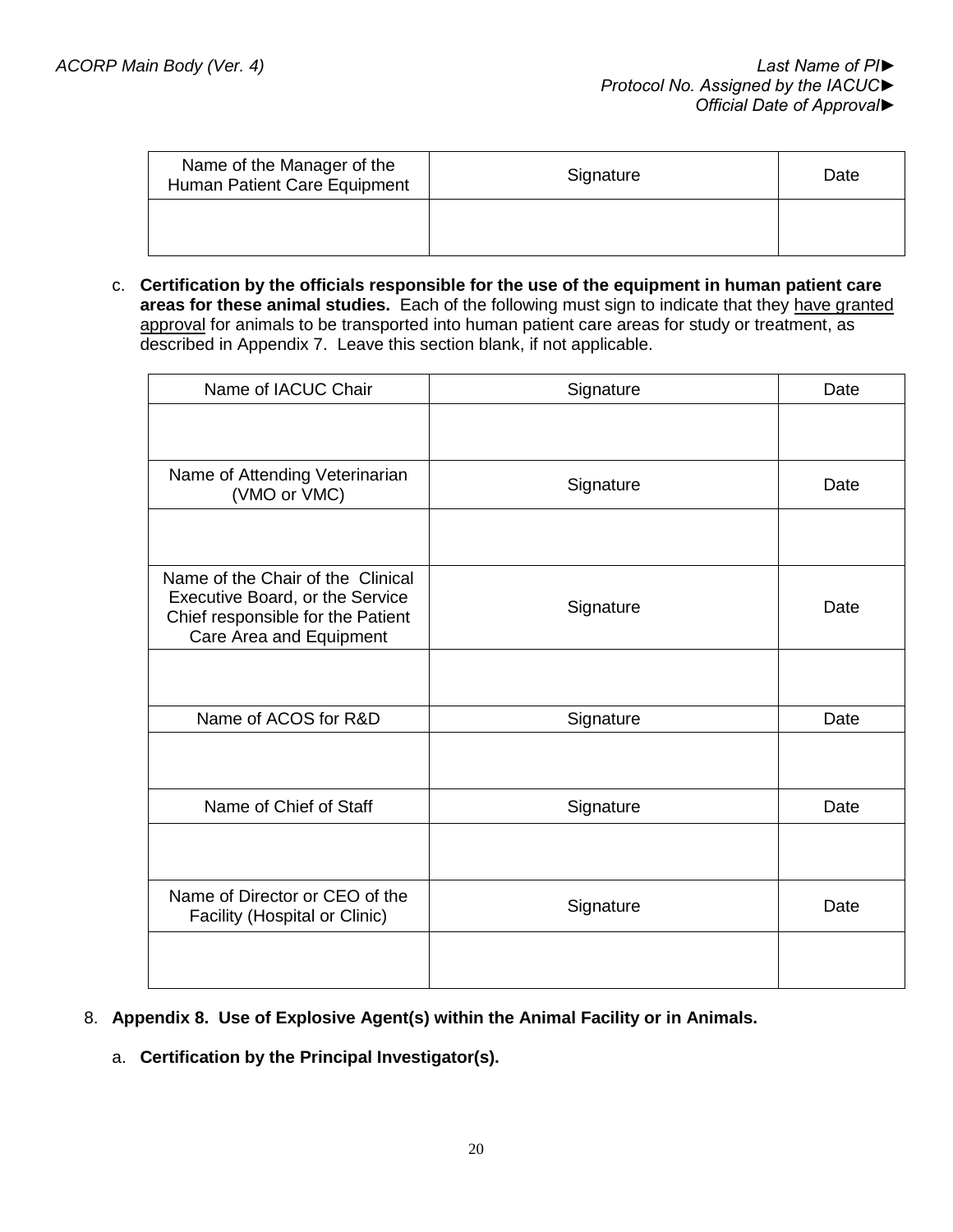| Name of the Manager of the Human Patient Care Equipment | Signature | Date |
|---|---|---|
| | | |

c. **Certification by the officials responsible for the use of the equipment in human patient care areas for these animal studies.** Each of the following must sign to indicate that they have granted approval for animals to be transported into human patient care areas for study or treatment, as described in Appendix 7. Leave this section blank, if not applicable.

| Name of IACUC Chair | Signature | Date |
|---|---|---|
| | | |
| Name of Attending Veterinarian (VMO or VMC) | Signature | Date |
| | | |
| Name of the Chair of the Clinical Executive Board, or the Service Chief responsible for the Patient Care Area and Equipment | Signature | Date |
| | | |
| Name of ACOS for R&D | Signature | Date |
| | | |
| Name of Chief of Staff | Signature | Date |
| | | |
| Name of Director or CEO of the Facility (Hospital or Clinic) | Signature | Date |
| | | |

8. **Appendix 8. Use of Explosive Agent(s) within the Animal Facility or in Animals.**

   a. **Certification by the Principal Investigator(s).**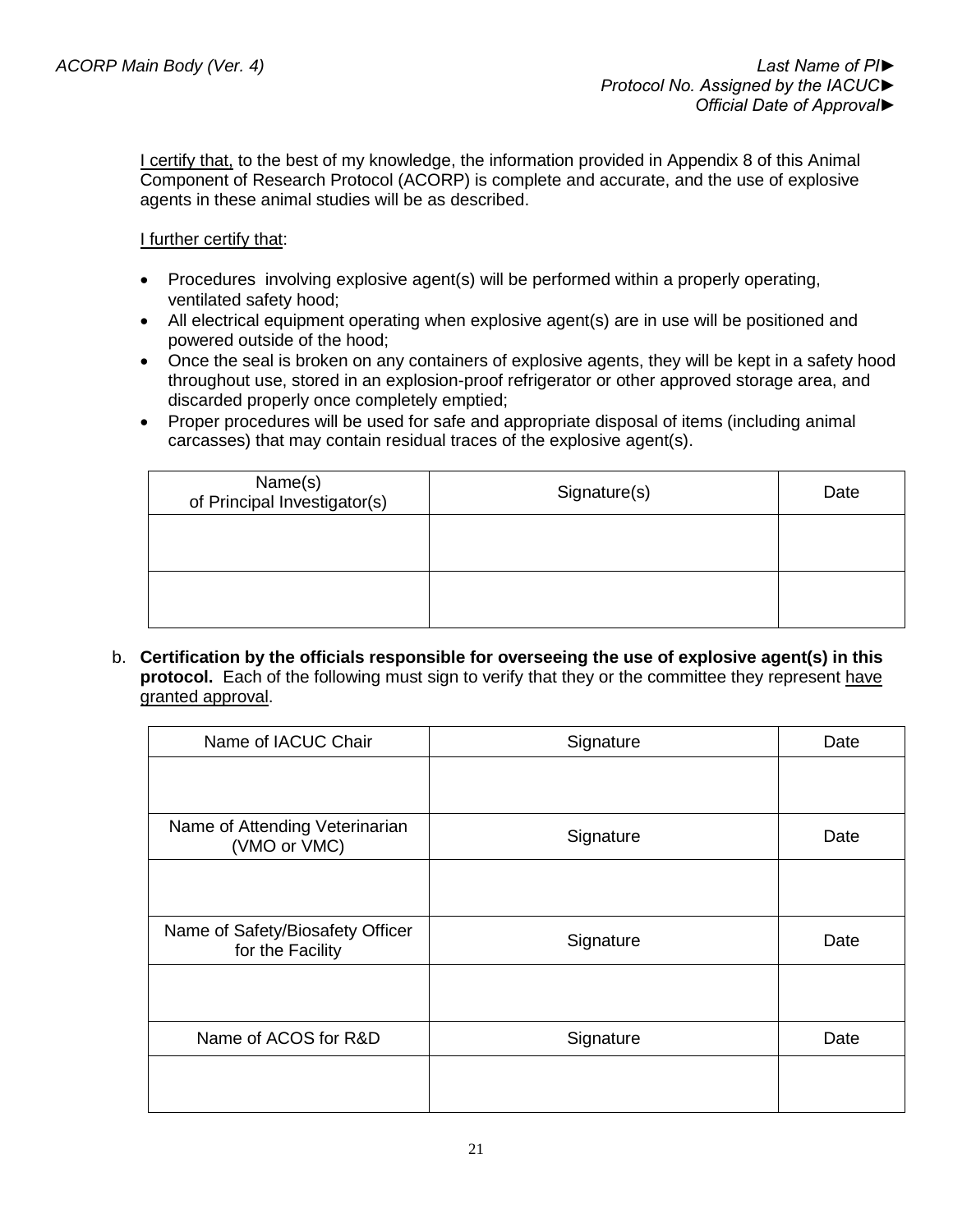<u>I certify that,</u> to the best of my knowledge, the information provided in Appendix 8 of this Animal Component of Research Protocol (ACORP) is complete and accurate, and the use of explosive agents in these animal studies will be as described.

<u>I further certify that</u>:

- Procedures involving explosive agent(s) will be performed within a properly operating, ventilated safety hood;
- All electrical equipment operating when explosive agent(s) are in use will be positioned and powered outside of the hood;
- Once the seal is broken on any containers of explosive agents, they will be kept in a safety hood throughout use, stored in an explosion-proof refrigerator or other approved storage area, and discarded properly once completely emptied;
- Proper procedures will be used for safe and appropriate disposal of items (including animal carcasses) that may contain residual traces of the explosive agent(s).

| Name(s) of Principal Investigator(s) | Signature(s) | Date |
|---|---|---|
| | | |
| | | |

b. **Certification by the officials responsible for overseeing the use of explosive agent(s) in this protocol.** Each of the following must sign to verify that they or the committee they represent <u>have granted approval</u>.

| Name of IACUC Chair | Signature | Date |
|---|---|---|
| | | |
| Name of Attending Veterinarian (VMO or VMC) | Signature | Date |
| | | |
| Name of Safety/Biosafety Officer for the Facility | Signature | Date |
| | | |
| Name of ACOS for R&D | Signature | Date |
| | | |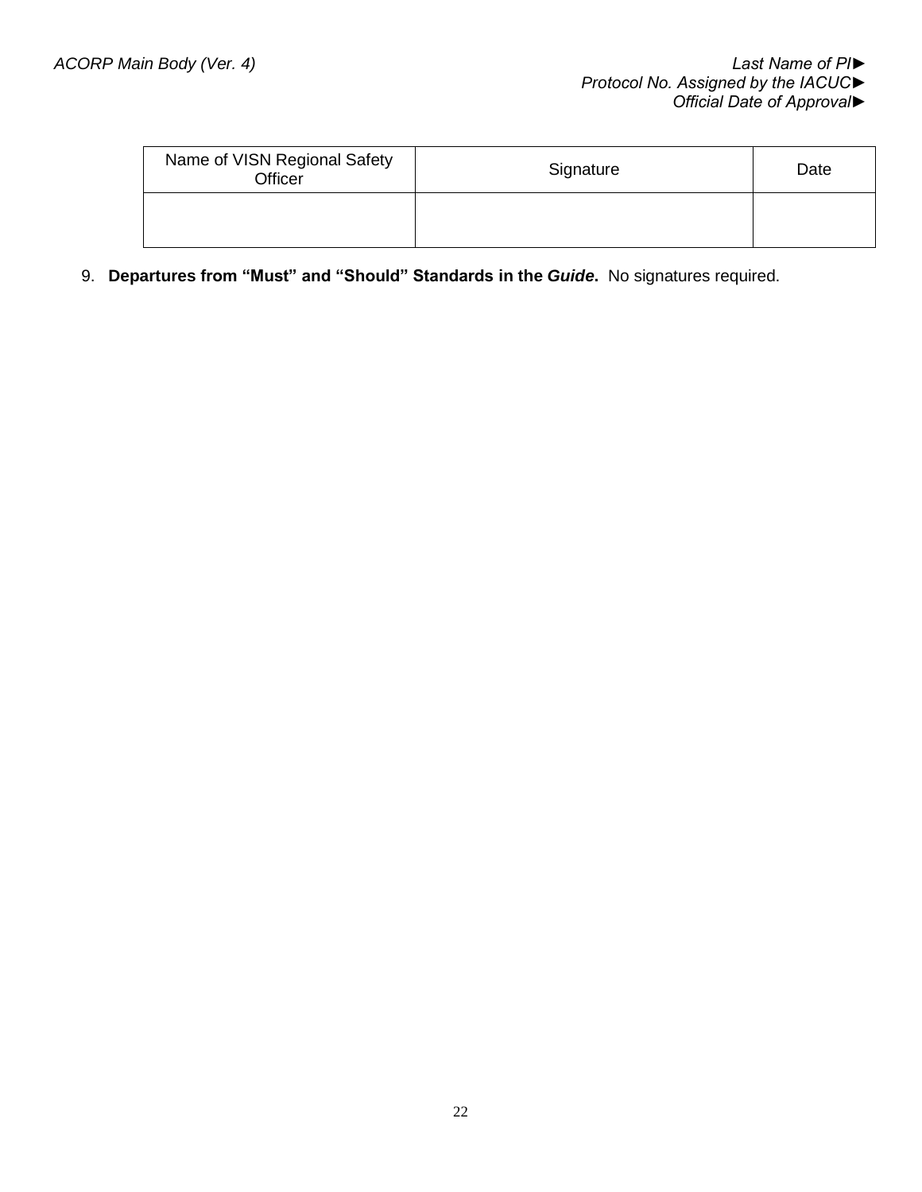| Name of VISN Regional Safety Officer | Signature | Date |
|---|---|---|
| | | |

9. **Departures from "Must" and "Should" Standards in the *Guide*.** No signatures required.